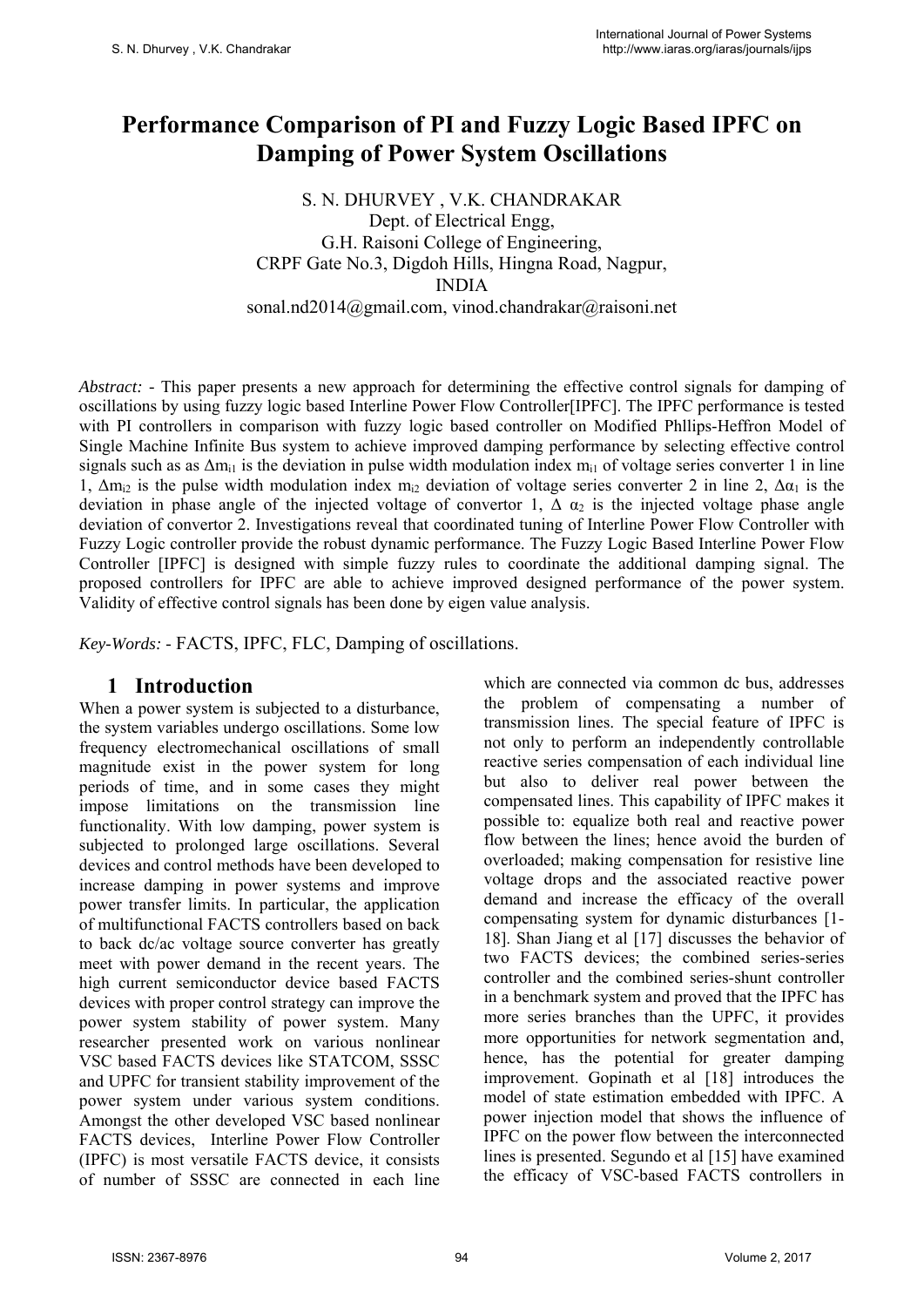# Performance Comparison of PI and Fuzzy Logic Based IPFC on Damping of Power System Oscillations

S. N. DHURVEY , V.K. CHANDRAKAR
Dept. of Electrical Engg,
G.H. Raisoni College of Engineering,
CRPF Gate No.3, Digdoh Hills, Hingna Road, Nagpur,
INDIA
sonal.nd2014@gmail.com, vinod.chandrakar@raisoni.net

*Abstract:* - This paper presents a new approach for determining the effective control signals for damping of oscillations by using fuzzy logic based Interline Power Flow Controller[IPFC]. The IPFC performance is tested with PI controllers in comparison with fuzzy logic based controller on Modified Phllips-Heffron Model of Single Machine Infinite Bus system to achieve improved damping performance by selecting effective control signals such as as $\Delta m_{i1}$ is the deviation in pulse width modulation index $m_{i1}$ of voltage series converter 1 in line 1, $\Delta m_{i2}$ is the pulse width modulation index $m_{i2}$ deviation of voltage series converter 2 in line 2, $\Delta\alpha_1$ is the deviation in phase angle of the injected voltage of convertor 1, $\Delta\ \alpha_2$ is the injected voltage phase angle deviation of convertor 2. Investigations reveal that coordinated tuning of Interline Power Flow Controller with Fuzzy Logic controller provide the robust dynamic performance. The Fuzzy Logic Based Interline Power Flow Controller [IPFC] is designed with simple fuzzy rules to coordinate the additional damping signal. The proposed controllers for IPFC are able to achieve improved designed performance of the power system. Validity of effective control signals has been done by eigen value analysis.

*Key-Words:* - FACTS, IPFC, FLC, Damping of oscillations.

## 1 Introduction

When a power system is subjected to a disturbance, the system variables undergo oscillations. Some low frequency electromechanical oscillations of small magnitude exist in the power system for long periods of time, and in some cases they might impose limitations on the transmission line functionality. With low damping, power system is subjected to prolonged large oscillations. Several devices and control methods have been developed to increase damping in power systems and improve power transfer limits. In particular, the application of multifunctional FACTS controllers based on back to back dc/ac voltage source converter has greatly meet with power demand in the recent years. The high current semiconductor device based FACTS devices with proper control strategy can improve the power system stability of power system. Many researcher presented work on various nonlinear VSC based FACTS devices like STATCOM, SSSC and UPFC for transient stability improvement of the power system under various system conditions. Amongst the other developed VSC based nonlinear FACTS devices, Interline Power Flow Controller (IPFC) is most versatile FACTS device, it consists of number of SSSC are connected in each line which are connected via common dc bus, addresses the problem of compensating a number of transmission lines. The special feature of IPFC is not only to perform an independently controllable reactive series compensation of each individual line but also to deliver real power between the compensated lines. This capability of IPFC makes it possible to: equalize both real and reactive power flow between the lines; hence avoid the burden of overloaded; making compensation for resistive line voltage drops and the associated reactive power demand and increase the efficacy of the overall compensating system for dynamic disturbances [1-18]. Shan Jiang et al [17] discusses the behavior of two FACTS devices; the combined series-series controller and the combined series-shunt controller in a benchmark system and proved that the IPFC has more series branches than the UPFC, it provides more opportunities for network segmentation and, hence, has the potential for greater damping improvement. Gopinath et al [18] introduces the model of state estimation embedded with IPFC. A power injection model that shows the influence of IPFC on the power flow between the interconnected lines is presented. Segundo et al [15] have examined the efficacy of VSC-based FACTS controllers in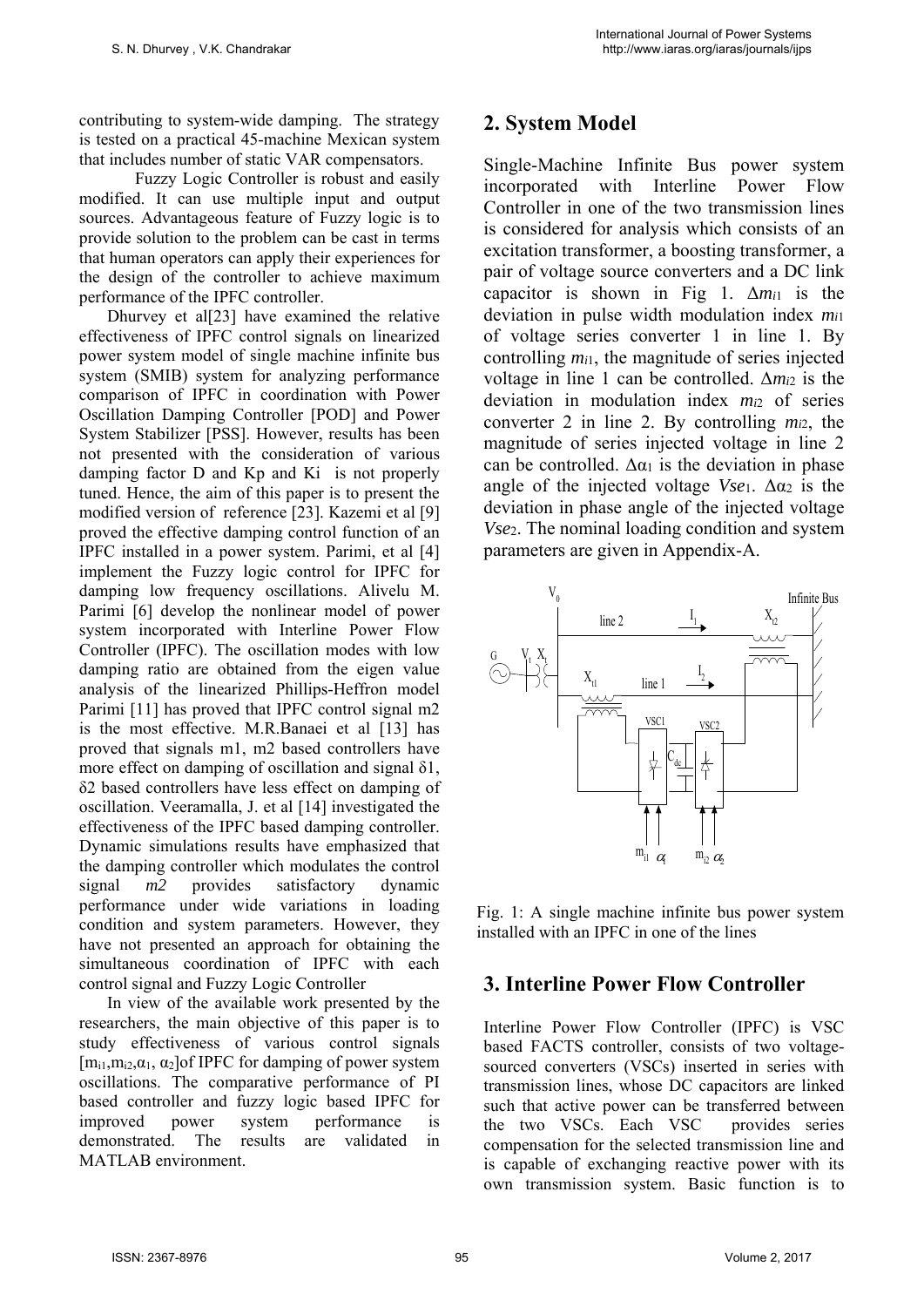contributing to system-wide damping. The strategy is tested on a practical 45-machine Mexican system that includes number of static VAR compensators.

Fuzzy Logic Controller is robust and easily modified. It can use multiple input and output sources. Advantageous feature of Fuzzy logic is to provide solution to the problem can be cast in terms that human operators can apply their experiences for the design of the controller to achieve maximum performance of the IPFC controller.

Dhurvey et al[23] have examined the relative effectiveness of IPFC control signals on linearized power system model of single machine infinite bus system (SMIB) system for analyzing performance comparison of IPFC in coordination with Power Oscillation Damping Controller [POD] and Power System Stabilizer [PSS]. However, results has been not presented with the consideration of various damping factor D and Kp and Ki is not properly tuned. Hence, the aim of this paper is to present the modified version of reference [23]. Kazemi et al [9] proved the effective damping control function of an IPFC installed in a power system. Parimi, et al [4] implement the Fuzzy logic control for IPFC for damping low frequency oscillations. Alivelu M. Parimi [6] develop the nonlinear model of power system incorporated with Interline Power Flow Controller (IPFC). The oscillation modes with low damping ratio are obtained from the eigen value analysis of the linearized Phillips-Heffron model Parimi [11] has proved that IPFC control signal m2 is the most effective. M.R.Banaei et al [13] has proved that signals m1, m2 based controllers have more effect on damping of oscillation and signal δ1, δ2 based controllers have less effect on damping of oscillation. Veeramalla, J. et al [14] investigated the effectiveness of the IPFC based damping controller. Dynamic simulations results have emphasized that the damping controller which modulates the control signal *m2* provides satisfactory dynamic performance under wide variations in loading condition and system parameters. However, they have not presented an approach for obtaining the simultaneous coordination of IPFC with each control signal and Fuzzy Logic Controller

In view of the available work presented by the researchers, the main objective of this paper is to study effectiveness of various control signals [$m_{i1}$, $m_{i2}$, $\alpha_1$, $\alpha_2$] of IPFC for damping of power system oscillations. The comparative performance of PI based controller and fuzzy logic based IPFC for improved power system performance is demonstrated. The results are validated in MATLAB environment.

## 2. System Model

Single-Machine Infinite Bus power system incorporated with Interline Power Flow Controller in one of the two transmission lines is considered for analysis which consists of an excitation transformer, a boosting transformer, a pair of voltage source converters and a DC link capacitor is shown in Fig 1. $\Delta m_{i1}$ is the deviation in pulse width modulation index $m_{i1}$ of voltage series converter 1 in line 1. By controlling $m_{i1}$, the magnitude of series injected voltage in line 1 can be controlled. $\Delta m_{i2}$ is the deviation in modulation index $m_{i2}$ of series converter 2 in line 2. By controlling $m_{i2}$, the magnitude of series injected voltage in line 2 can be controlled. $\Delta\alpha_1$ is the deviation in phase angle of the injected voltage $Vse_1$. $\Delta\alpha_2$ is the deviation in phase angle of the injected voltage $Vse_2$. The nominal loading condition and system parameters are given in Appendix-A.

Fig. 1: A single machine infinite bus power system installed with an IPFC in one of the lines

## 3. Interline Power Flow Controller

Interline Power Flow Controller (IPFC) is VSC based FACTS controller, consists of two voltage-sourced converters (VSCs) inserted in series with transmission lines, whose DC capacitors are linked such that active power can be transferred between the two VSCs. Each VSC provides series compensation for the selected transmission line and is capable of exchanging reactive power with its own transmission system. Basic function is to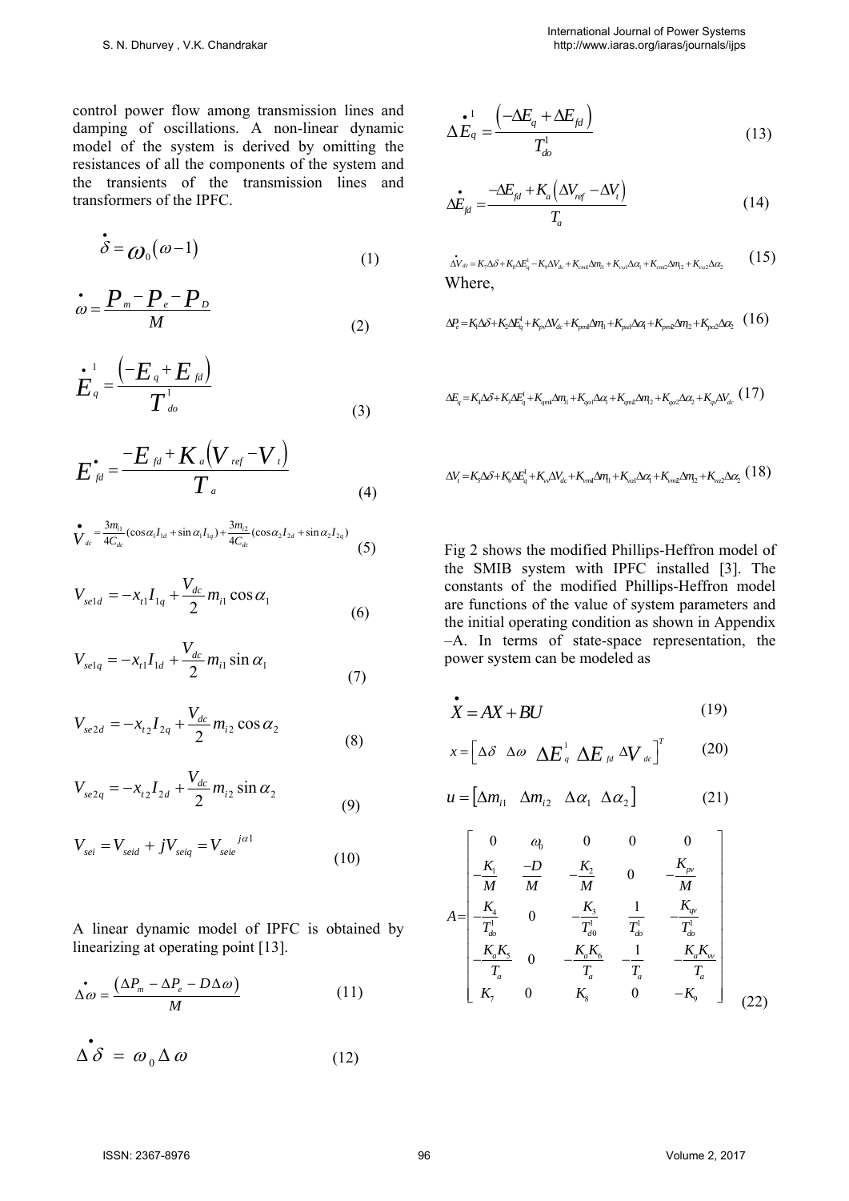control power flow among transmission lines and damping of oscillations. A non-linear dynamic model of the system is derived by omitting the resistances of all the components of the system and the transients of the transmission lines and transformers of the IPFC.

$$\dot{\delta} = \omega_0(\omega - 1) \tag{1}$$

$$\dot{\omega} = \frac{P_m - P_e - P_D}{M} \tag{2}$$

$$\dot{E}_q^1 = \frac{(-E_q + E_{fd})}{T_{do}^1} \tag{3}$$

$$\dot{E}_{fd} = \frac{-E_{fd} + K_a(V_{ref} - V_t)}{T_a} \tag{4}$$

$$\dot{V}_{dc} = \frac{3m_{i1}}{4C_{dc}}(\cos\alpha_1 I_{1d} + \sin\alpha_1 I_{1q}) + \frac{3m_{i2}}{4C_{dc}}(\cos\alpha_2 I_{2d} + \sin\alpha_2 I_{2q}) \tag{5}$$

$$V_{se1d} = -x_{t1}I_{1q} + \frac{V_{dc}}{2}m_{i1}\cos\alpha_1 \tag{6}$$

$$V_{se1q} = -x_{t1}I_{1d} + \frac{V_{dc}}{2}m_{i1}\sin\alpha_1 \tag{7}$$

$$V_{se2d} = -x_{t2}I_{2q} + \frac{V_{dc}}{2}m_{i2}\cos\alpha_2 \tag{8}$$

$$V_{se2q} = -x_{t2}I_{2d} + \frac{V_{dc}}{2}m_{i2}\sin\alpha_2 \tag{9}$$

$$V_{sei} = V_{seid} + jV_{seiq} = V_{seie}^{\,j\alpha 1} \tag{10}$$

A linear dynamic model of IPFC is obtained by linearizing at operating point [13].

$$\dot{\Delta\omega} = \frac{(\Delta P_m - \Delta P_e - D\Delta\omega)}{M} \tag{11}$$

$$\dot{\Delta\delta} = \omega_0 \Delta\omega \tag{12}$$

$$\Delta\dot{E}_q^1 = \frac{(-\Delta E_q + \Delta E_{fd})}{T_{do}^1} \tag{13}$$

$$\Delta\dot{E}_{fd} = \frac{-\Delta E_{fd} + K_a(\Delta V_{ref} - \Delta V_t)}{T_a} \tag{14}$$

$$\Delta\dot{V}_{dc} = K_7\Delta\delta + K_8\Delta E_q^1 - K_9\Delta V_{dc} + K_{cmi1}\Delta m_{i1} + K_{c\alpha 1}\Delta\alpha_1 + K_{cmi2}\Delta m_{i2} + K_{c\alpha 2}\Delta\alpha_2 \tag{15}$$

Where,

$$\Delta P_e = K_1\Delta\delta + K_2\Delta E_q^1 + K_{pv}\Delta V_{dc} + K_{pmi1}\Delta m_{i1} + K_{p\alpha 1}\Delta\alpha_1 + K_{pmi2}\Delta m_{i2} + K_{p\alpha 2}\Delta\alpha_2 \tag{16}$$

$$\Delta E_q = K_4\Delta\delta + K_3\Delta E_q^1 + K_{qmi1}\Delta m_{i1} + K_{q\alpha 1}\Delta\alpha_1 + K_{qmi2}\Delta m_{i2} + K_{q\alpha 2}\Delta\alpha_2 + K_{qv}\Delta V_{dc} \tag{17}$$

$$\Delta V_t = K_5\Delta\delta + K_6\Delta E_q^1 + K_{vv}\Delta V_{dc} + K_{vmi1}\Delta m_{i1} + K_{v\alpha 1}\Delta\alpha_1 + K_{vmi2}\Delta m_{i2} + K_{v\alpha 2}\Delta\alpha_2 \tag{18}$$

Fig 2 shows the modified Phillips-Heffron model of the SMIB system with IPFC installed [3]. The constants of the modified Phillips-Heffron model are functions of the value of system parameters and the initial operating condition as shown in Appendix –A. In terms of state-space representation, the power system can be modeled as

$$\dot{X} = AX + BU \tag{19}$$

$$x = \left[\Delta\delta \quad \Delta\omega \quad \Delta E_q^1 \quad \Delta E_{fd} \quad \Delta V_{dc}\right]^T \tag{20}$$

$$u = \left[\Delta m_{i1} \quad \Delta m_{i2} \quad \Delta\alpha_1 \quad \Delta\alpha_2\right] \tag{21}$$

$$A = \begin{bmatrix} 0 & \omega_0 & 0 & 0 & 0 \\ -\frac{K_1}{M} & \frac{-D}{M} & -\frac{K_2}{M} & 0 & -\frac{K_{pv}}{M} \\ -\frac{K_4}{T_{do}^1} & 0 & -\frac{K_3}{T_{d0}^1} & \frac{1}{T_{do}^1} & -\frac{K_{qv}}{T_{do}^1} \\ -\frac{K_a K_5}{T_a} & 0 & -\frac{K_a K_6}{T_a} & -\frac{1}{T_a} & -\frac{K_a K_{vv}}{T_a} \\ K_7 & 0 & K_8 & 0 & -K_9 \end{bmatrix} \tag{22}$$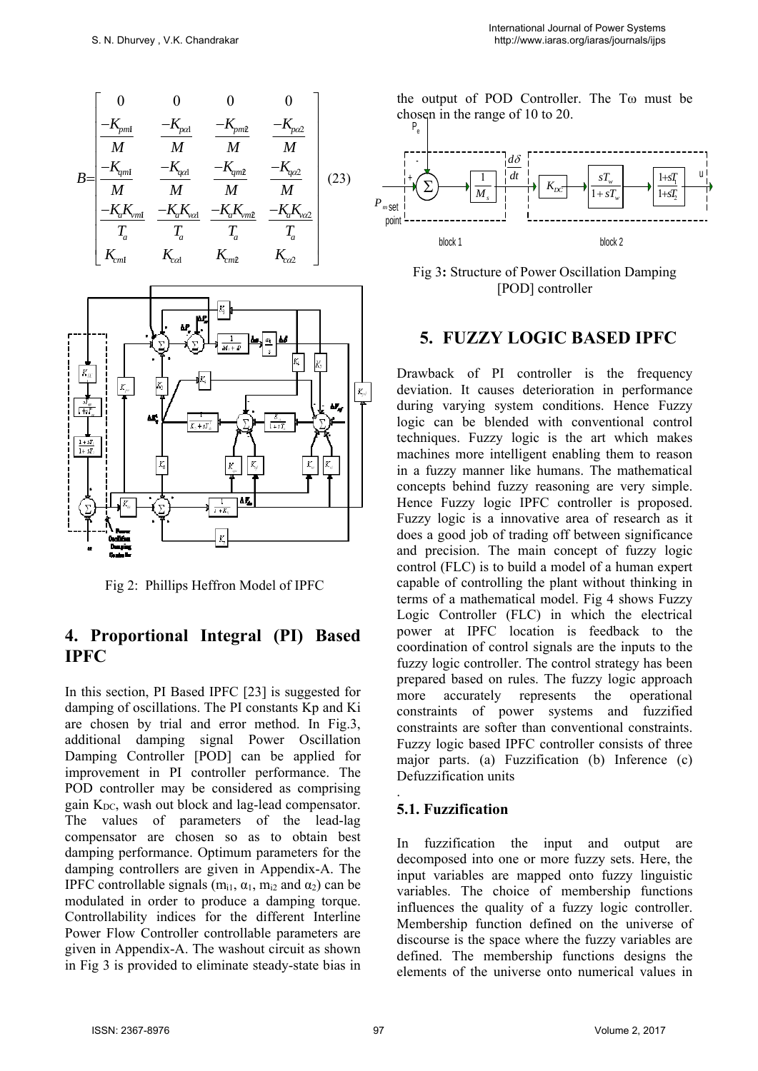$$B=\begin{bmatrix} 0 & 0 & 0 & 0 \\ \frac{-K_{pm1}}{M} & \frac{-K_{p\alpha1}}{M} & \frac{-K_{pm2}}{M} & \frac{-K_{p\alpha2}}{M} \\ \frac{-K_{qm1}}{M} & \frac{-K_{q\alpha1}}{M} & \frac{-K_{qm2}}{M} & \frac{-K_{q\alpha2}}{M} \\ \frac{-K_aK_{vm1}}{T_a} & \frac{-K_aK_{v\alpha1}}{T_a} & \frac{-K_aK_{vm2}}{T_a} & \frac{-K_aK_{v\alpha2}}{T_a} \\ K_{cm1} & K_{c\alpha1} & K_{cm2} & K_{c\alpha2} \end{bmatrix} \quad (23)$$

Fig 2: Phillips Heffron Model of IPFC

## 4. Proportional Integral (PI) Based IPFC

In this section, PI Based IPFC [23] is suggested for damping of oscillations. The PI constants Kp and Ki are chosen by trial and error method. In Fig.3, additional damping signal Power Oscillation Damping Controller [POD] can be applied for improvement in PI controller performance. The POD controller may be considered as comprising gain $K_{DC}$, wash out block and lag-lead compensator. The values of parameters of the lead-lag compensator are chosen so as to obtain best damping performance. Optimum parameters for the damping controllers are given in Appendix-A. The IPFC controllable signals ($m_{i1}$, $\alpha_1$, $m_{i2}$ and $\alpha_2$) can be modulated in order to produce a damping torque. Controllability indices for the different Interline Power Flow Controller controllable parameters are given in Appendix-A. The washout circuit as shown in Fig 3 is provided to eliminate steady-state bias in the output of POD Controller. The Tω must be chosen in the range of 10 to 20.

Fig 3: Structure of Power Oscillation Damping [POD] controller

## 5. FUZZY LOGIC BASED IPFC

Drawback of PI controller is the frequency deviation. It causes deterioration in performance during varying system conditions. Hence Fuzzy logic can be blended with conventional control techniques. Fuzzy logic is the art which makes machines more intelligent enabling them to reason in a fuzzy manner like humans. The mathematical concepts behind fuzzy reasoning are very simple. Hence Fuzzy logic IPFC controller is proposed. Fuzzy logic is a innovative area of research as it does a good job of trading off between significance and precision. The main concept of fuzzy logic control (FLC) is to build a model of a human expert capable of controlling the plant without thinking in terms of a mathematical model. Fig 4 shows Fuzzy Logic Controller (FLC) in which the electrical power at IPFC location is feedback to the coordination of control signals are the inputs to the fuzzy logic controller. The control strategy has been prepared based on rules. The fuzzy logic approach more accurately represents the operational constraints of power systems and fuzzified constraints are softer than conventional constraints. Fuzzy logic based IPFC controller consists of three major parts. (a) Fuzzification (b) Inference (c) Defuzzification units

### 5.1. Fuzzification

In fuzzification the input and output are decomposed into one or more fuzzy sets. Here, the input variables are mapped onto fuzzy linguistic variables. The choice of membership functions influences the quality of a fuzzy logic controller. Membership function defined on the universe of discourse is the space where the fuzzy variables are defined. The membership functions designs the elements of the universe onto numerical values in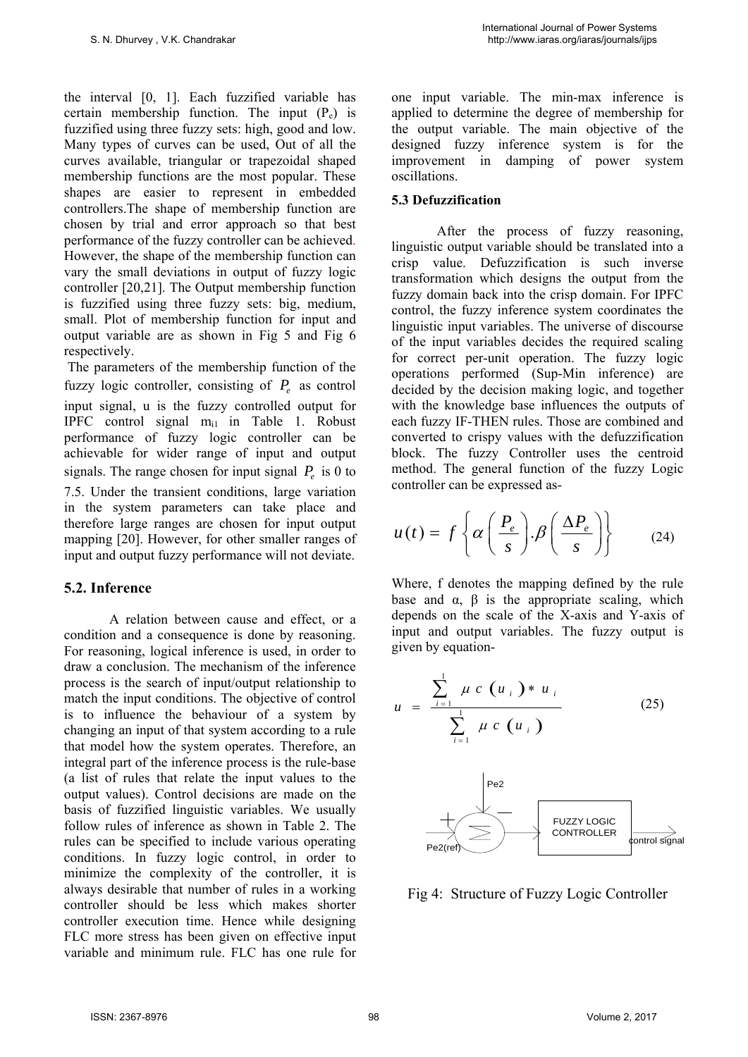the interval [0, 1]. Each fuzzified variable has certain membership function. The input ($P_e$) is fuzzified using three fuzzy sets: high, good and low. Many types of curves can be used, Out of all the curves available, triangular or trapezoidal shaped membership functions are the most popular. These shapes are easier to represent in embedded controllers.The shape of membership function are chosen by trial and error approach so that best performance of the fuzzy controller can be achieved. However, the shape of the membership function can vary the small deviations in output of fuzzy logic controller [20,21]. The Output membership function is fuzzified using three fuzzy sets: big, medium, small. Plot of membership function for input and output variable are as shown in Fig 5 and Fig 6 respectively.

The parameters of the membership function of the fuzzy logic controller, consisting of $P_e$ as control input signal, u is the fuzzy controlled output for IPFC control signal $m_{i1}$ in Table 1. Robust performance of fuzzy logic controller can be achievable for wider range of input and output signals. The range chosen for input signal $P_e$ is 0 to 7.5. Under the transient conditions, large variation in the system parameters can take place and therefore large ranges are chosen for input output mapping [20]. However, for other smaller ranges of input and output fuzzy performance will not deviate.

## 5.2. Inference

A relation between cause and effect, or a condition and a consequence is done by reasoning. For reasoning, logical inference is used, in order to draw a conclusion. The mechanism of the inference process is the search of input/output relationship to match the input conditions. The objective of control is to influence the behaviour of a system by changing an input of that system according to a rule that model how the system operates. Therefore, an integral part of the inference process is the rule-base (a list of rules that relate the input values to the output values). Control decisions are made on the basis of fuzzified linguistic variables. We usually follow rules of inference as shown in Table 2. The rules can be specified to include various operating conditions. In fuzzy logic control, in order to minimize the complexity of the controller, it is always desirable that number of rules in a working controller should be less which makes shorter controller execution time. Hence while designing FLC more stress has been given on effective input variable and minimum rule. FLC has one rule for one input variable. The min-max inference is applied to determine the degree of membership for the output variable. The main objective of the designed fuzzy inference system is for the improvement in damping of power system oscillations.

### 5.3 Defuzzification

After the process of fuzzy reasoning, linguistic output variable should be translated into a crisp value. Defuzzification is such inverse transformation which designs the output from the fuzzy domain back into the crisp domain. For IPFC control, the fuzzy inference system coordinates the linguistic input variables. The universe of discourse of the input variables decides the required scaling for correct per-unit operation. The fuzzy logic operations performed (Sup-Min inference) are decided by the decision making logic, and together with the knowledge base influences the outputs of each fuzzy IF-THEN rules. Those are combined and converted to crispy values with the defuzzification block. The fuzzy Controller uses the centroid method. The general function of the fuzzy Logic controller can be expressed as-

$$u(t) = f\left\{\alpha\left(\frac{P_e}{s}\right).\beta\left(\frac{\Delta P_e}{s}\right)\right\} \qquad (24)$$

Where, f denotes the mapping defined by the rule base and α, β is the appropriate scaling, which depends on the scale of the X-axis and Y-axis of input and output variables. The fuzzy output is given by equation-

$$u = \frac{\sum_{i=1}^{1} \mu c\,(u_i) * u_i}{\sum_{i=1}^{1} \mu c\,(u_i)} \qquad (25)$$

Fig 4: Structure of Fuzzy Logic Controller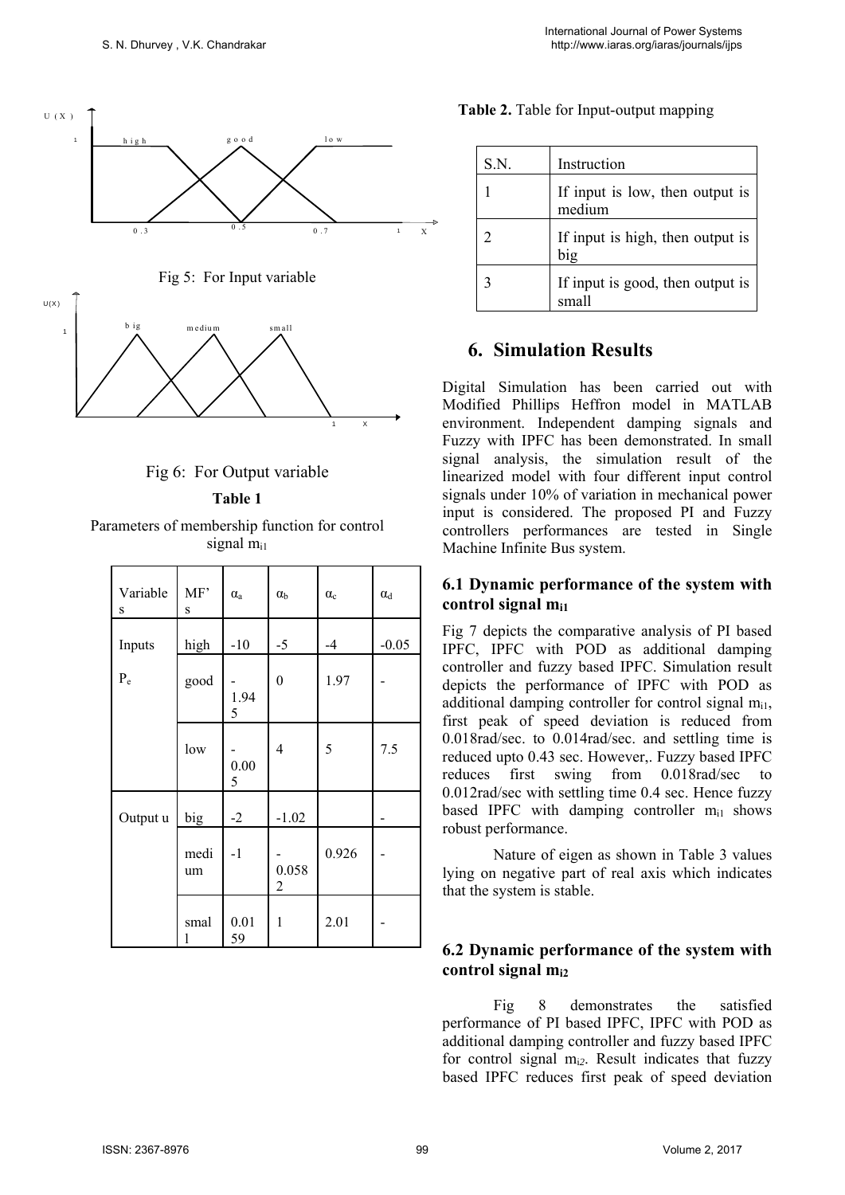Fig 5: For Input variable

Fig 6: For Output variable

**Table 1**

Parameters of membership function for control signal $m_{i1}$

| Variables | MF's | $\alpha_a$ | $\alpha_b$ | $\alpha_c$ | $\alpha_d$ |
|---|---|---|---|---|---|
| Inputs $P_e$ | high | -10 | -5 | -4 | -0.05 |
| | good | -1.945 | 0 | 1.97 | - |
| | low | -0.005 | 4 | 5 | 7.5 |
| Output u | big | -2 | -1.02 | | - |
| | medium | -1 | -0.0582 | 0.926 | - |
| | small | 0.0159 | 1 | 2.01 | - |

**Table 2.** Table for Input-output mapping

| S.N. | Instruction |
|---|---|
| 1 | If input is low, then output is medium |
| 2 | If input is high, then output is big |
| 3 | If input is good, then output is small |

## 6. Simulation Results

Digital Simulation has been carried out with Modified Phillips Heffron model in MATLAB environment. Independent damping signals and Fuzzy with IPFC has been demonstrated. In small signal analysis, the simulation result of the linearized model with four different input control signals under 10% of variation in mechanical power input is considered. The proposed PI and Fuzzy controllers performances are tested in Single Machine Infinite Bus system.

### 6.1 Dynamic performance of the system with control signal $m_{i1}$

Fig 7 depicts the comparative analysis of PI based IPFC, IPFC with POD as additional damping controller and fuzzy based IPFC. Simulation result depicts the performance of IPFC with POD as additional damping controller for control signal $m_{i1}$, first peak of speed deviation is reduced from 0.018rad/sec. to 0.014rad/sec. and settling time is reduced upto 0.43 sec. However,. Fuzzy based IPFC reduces first swing from 0.018rad/sec to 0.012rad/sec with settling time 0.4 sec. Hence fuzzy based IPFC with damping controller $m_{i1}$ shows robust performance.

Nature of eigen as shown in Table 3 values lying on negative part of real axis which indicates that the system is stable.

### 6.2 Dynamic performance of the system with control signal $m_{i2}$

Fig 8 demonstrates the satisfied performance of PI based IPFC, IPFC with POD as additional damping controller and fuzzy based IPFC for control signal $m_{i2}$. Result indicates that fuzzy based IPFC reduces first peak of speed deviation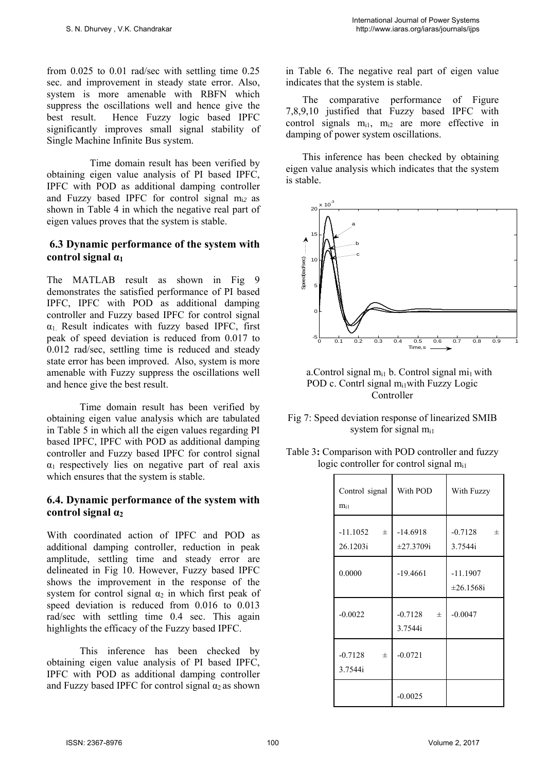from 0.025 to 0.01 rad/sec with settling time 0.25 sec. and improvement in steady state error. Also, system is more amenable with RBFN which suppress the oscillations well and hence give the best result. Hence Fuzzy logic based IPFC significantly improves small signal stability of Single Machine Infinite Bus system.

Time domain result has been verified by obtaining eigen value analysis of PI based IPFC, IPFC with POD as additional damping controller and Fuzzy based IPFC for control signal $m_{i2}$ as shown in Table 4 in which the negative real part of eigen values proves that the system is stable.

### 6.3 Dynamic performance of the system with control signal $\alpha_1$

The MATLAB result as shown in Fig 9 demonstrates the satisfied performance of PI based IPFC, IPFC with POD as additional damping controller and Fuzzy based IPFC for control signal $\alpha_1$. Result indicates with fuzzy based IPFC, first peak of speed deviation is reduced from 0.017 to 0.012 rad/sec, settling time is reduced and steady state error has been improved. Also, system is more amenable with Fuzzy suppress the oscillations well and hence give the best result.

Time domain result has been verified by obtaining eigen value analysis which are tabulated in Table 5 in which all the eigen values regarding PI based IPFC, IPFC with POD as additional damping controller and Fuzzy based IPFC for control signal $\alpha_1$ respectively lies on negative part of real axis which ensures that the system is stable.

### 6.4. Dynamic performance of the system with control signal $\alpha_2$

With coordinated action of IPFC and POD as additional damping controller, reduction in peak amplitude, settling time and steady error are delineated in Fig 10. However, Fuzzy based IPFC shows the improvement in the response of the system for control signal $\alpha_2$ in which first peak of speed deviation is reduced from 0.016 to 0.013 rad/sec with settling time 0.4 sec. This again highlights the efficacy of the Fuzzy based IPFC.

This inference has been checked by obtaining eigen value analysis of PI based IPFC, IPFC with POD as additional damping controller and Fuzzy based IPFC for control signal $\alpha_2$ as shown in Table 6. The negative real part of eigen value indicates that the system is stable.

The comparative performance of Figure 7,8,9,10 justified that Fuzzy based IPFC with control signals $m_{i1}$, $m_{i2}$ are more effective in damping of power system oscillations.

This inference has been checked by obtaining eigen value analysis which indicates that the system is stable.

a. Control signal $m_{i1}$ b. Control signal $m_{i1}$ with POD c. Contrl signal $m_{i1}$ with Fuzzy Logic Controller

Fig 7: Speed deviation response of linearized SMIB system for signal $m_{i1}$

Table 3: Comparison with POD controller and fuzzy logic controller for control signal $m_{i1}$

| Control signal $m_{i1}$ | With POD | With Fuzzy |
|---|---|---|
| -11.1052 ± 26.1203i | -14.6918 ±27.3709i | -0.7128 ± 3.7544i |
| 0.0000 | -19.4661 | -11.1907 ±26.1568i |
| -0.0022 | -0.7128 ± 3.7544i | -0.0047 |
| -0.7128 ± 3.7544i | -0.0721 | |
| | -0.0025 | |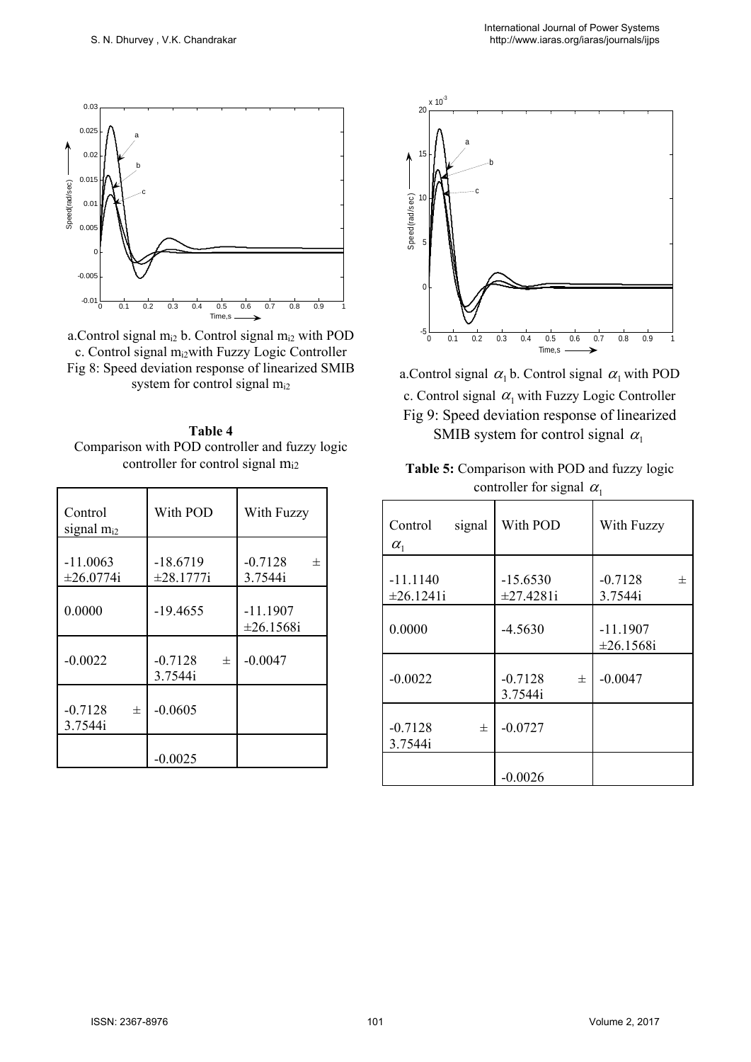a.Control signal $m_{i2}$ b. Control signal $m_{i2}$ with POD c. Control signal $m_{i2}$ with Fuzzy Logic Controller

Fig 8: Speed deviation response of linearized SMIB system for control signal $m_{i2}$

**Table 4**

Comparison with POD controller and fuzzy logic controller for control signal $m_{i2}$

| Control signal $m_{i2}$ | With POD | With Fuzzy |
|---|---|---|
| -11.0063 ±26.0774i | -18.6719 ±28.1777i | -0.7128 ± 3.7544i |
| 0.0000 | -19.4655 | -11.1907 ±26.1568i |
| -0.0022 | -0.7128 ± 3.7544i | -0.0047 |
| -0.7128 ± 3.7544i | -0.0605 | |
| | -0.0025 | |

a.Control signal $\alpha_1$ b. Control signal $\alpha_1$ with POD c. Control signal $\alpha_1$ with Fuzzy Logic Controller

Fig 9: Speed deviation response of linearized SMIB system for control signal $\alpha_1$

**Table 5:** Comparison with POD and fuzzy logic controller for signal $\alpha_1$

| Control signal $\alpha_1$ | With POD | With Fuzzy |
|---|---|---|
| -11.1140 ±26.1241i | -15.6530 ±27.4281i | -0.7128 ± 3.7544i |
| 0.0000 | -4.5630 | -11.1907 ±26.1568i |
| -0.0022 | -0.7128 ± 3.7544i | -0.0047 |
| -0.7128 ± 3.7544i | -0.0727 | |
| | -0.0026 | |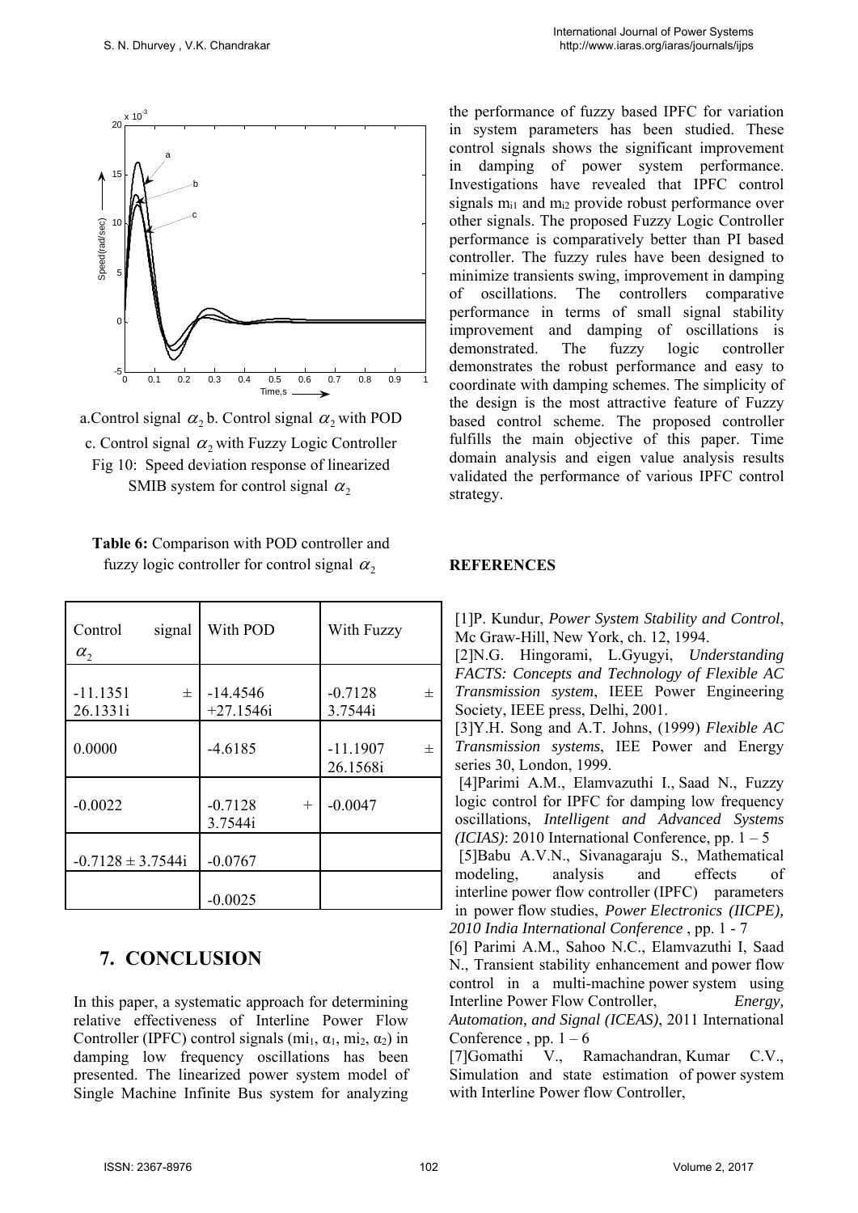a.Control signal $\alpha_2$ b. Control signal $\alpha_2$ with POD c. Control signal $\alpha_2$ with Fuzzy Logic Controller

Fig 10: Speed deviation response of linearized SMIB system for control signal $\alpha_2$

**Table 6:** Comparison with POD controller and fuzzy logic controller for control signal $\alpha_2$

| Control signal $\alpha_2$ | With POD | With Fuzzy |
|---|---|---|
| $-11.1351 \pm 26.1331i$ | $-14.4546 +27.1546i$ | $-0.7128 \pm 3.7544i$ |
| 0.0000 | -4.6185 | $-11.1907 \pm 26.1568i$ |
| -0.0022 | $-0.7128 + 3.7544i$ | -0.0047 |
| $-0.7128 \pm 3.7544i$ | -0.0767 | |
| | -0.0025 | |

## 7. CONCLUSION

In this paper, a systematic approach for determining relative effectiveness of Interline Power Flow Controller (IPFC) control signals ($mi_1$, $\alpha_1$, $mi_2$, $\alpha_2$) in damping low frequency oscillations has been presented. The linearized power system model of Single Machine Infinite Bus system for analyzing the performance of fuzzy based IPFC for variation in system parameters has been studied. These control signals shows the significant improvement in damping of power system performance. Investigations have revealed that IPFC control signals $m_{i1}$ and $m_{i2}$ provide robust performance over other signals. The proposed Fuzzy Logic Controller performance is comparatively better than PI based controller. The fuzzy rules have been designed to minimize transients swing, improvement in damping of oscillations. The controllers comparative performance in terms of small signal stability improvement and damping of oscillations is demonstrated. The fuzzy logic controller demonstrates the robust performance and easy to coordinate with damping schemes. The simplicity of the design is the most attractive feature of Fuzzy based control scheme. The proposed controller fulfills the main objective of this paper. Time domain analysis and eigen value analysis results validated the performance of various IPFC control strategy.

**REFERENCES**

[1]P. Kundur, *Power System Stability and Control*, Mc Graw-Hill, New York, ch. 12, 1994.

[2]N.G. Hingorami, L.Gyugyi, *Understanding FACTS: Concepts and Technology of Flexible AC Transmission system*, IEEE Power Engineering Society, IEEE press, Delhi, 2001.

[3]Y.H. Song and A.T. Johns, (1999) *Flexible AC Transmission systems*, IEE Power and Energy series 30, London, 1999.

[4]Parimi A.M., Elamvazuthi I., Saad N., Fuzzy logic control for IPFC for damping low frequency oscillations, *Intelligent and Advanced Systems (ICIAS)*: 2010 International Conference, pp. 1 – 5

[5]Babu A.V.N., Sivanagaraju S., Mathematical modeling, analysis and effects of interline power flow controller (IPFC) parameters in power flow studies, *Power Electronics (IICPE), 2010 India International Conference* , pp. 1 - 7

[6] Parimi A.M., Sahoo N.C., Elamvazuthi I, Saad N., Transient stability enhancement and power flow control in a multi-machine power system using Interline Power Flow Controller, *Energy, Automation, and Signal (ICEAS)*, 2011 International Conference , pp. 1 – 6

[7]Gomathi V., Ramachandran, Kumar C.V., Simulation and state estimation of power system with Interline Power flow Controller,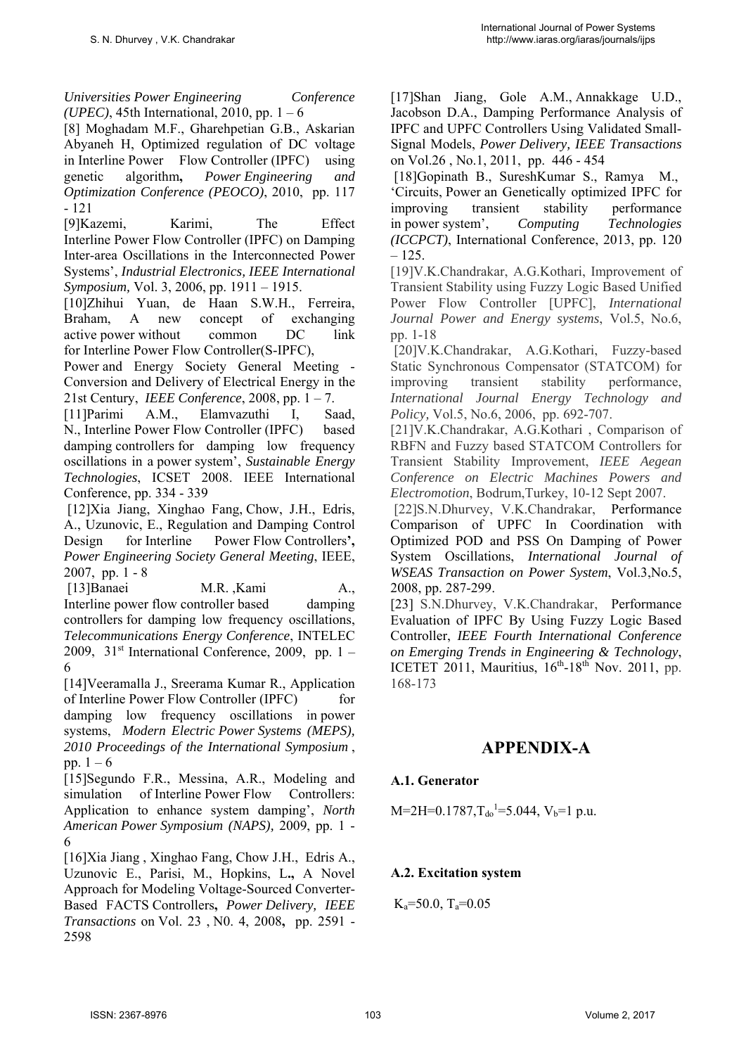*Universities Power Engineering Conference (UPEC)*, 45th International, 2010, pp. 1 – 6

[8] Moghadam M.F., Gharehpetian G.B., Askarian Abyaneh H, Optimized regulation of DC voltage in Interline Power Flow Controller (IPFC) using genetic algorithm**,** *Power Engineering and Optimization Conference (PEOCO)*, 2010, pp. 117 - 121

[9]Kazemi, Karimi, The Effect Interline Power Flow Controller (IPFC) on Damping Inter-area Oscillations in the Interconnected Power Systems', *Industrial Electronics, IEEE International Symposium,* Vol. 3, 2006, pp. 1911 – 1915.

[10]Zhihui Yuan, de Haan S.W.H., Ferreira, Braham, A new concept of exchanging active power without common DC link for Interline Power Flow Controller(S-IPFC), Power and Energy Society General Meeting - Conversion and Delivery of Electrical Energy in the 21st Century, *IEEE Conference*, 2008, pp. 1 – 7.

[11]Parimi A.M., Elamvazuthi I, Saad, N., Interline Power Flow Controller (IPFC) based damping controllers for damping low frequency oscillations in a power system', *Sustainable Energy Technologies*, ICSET 2008. IEEE International Conference, pp. 334 - 339

[12]Xia Jiang, Xinghao Fang, Chow, J.H., Edris, A., Uzunovic, E., Regulation and Damping Control Design for Interline Power Flow Controllers**',** *Power Engineering Society General Meeting*, IEEE, 2007, pp. 1 - 8

[13]Banaei M.R. ,Kami A., Interline power flow controller based damping controllers for damping low frequency oscillations, *Telecommunications Energy Conference*, INTELEC 2009, 31st International Conference, 2009, pp. 1 – 6

[14]Veeramalla J., Sreerama Kumar R., Application of Interline Power Flow Controller (IPFC) for damping low frequency oscillations in power systems, *Modern Electric Power Systems (MEPS), 2010 Proceedings of the International Symposium* , pp. 1 – 6

[15]Segundo F.R., Messina, A.R., Modeling and simulation of Interline Power Flow Controllers: Application to enhance system damping', *North American Power Symposium (NAPS),* 2009, pp. 1 - 6

[16]Xia Jiang , Xinghao Fang, Chow J.H., Edris A., Uzunovic E., Parisi, M., Hopkins, L**.,** A Novel Approach for Modeling Voltage-Sourced Converter-Based FACTS Controllers**,** *Power Delivery, IEEE Transactions* on Vol. 23 , N0. 4, 2008**,** pp. 2591 - 2598

[17]Shan Jiang, Gole A.M., Annakkage U.D., Jacobson D.A., Damping Performance Analysis of IPFC and UPFC Controllers Using Validated Small-Signal Models, *Power Delivery, IEEE Transactions* on Vol.26 , No.1, 2011, pp. 446 - 454

[18]Gopinath B., SureshKumar S., Ramya M., 'Circuits, Power an Genetically optimized IPFC for improving transient stability performance in power system', *Computing Technologies (ICCPCT)*, International Conference, 2013, pp. 120 – 125.

[19]V.K.Chandrakar, A.G.Kothari, Improvement of Transient Stability using Fuzzy Logic Based Unified Power Flow Controller [UPFC], *International Journal Power and Energy systems*, Vol.5, No.6, pp. 1-18

[20]V.K.Chandrakar, A.G.Kothari, Fuzzy-based Static Synchronous Compensator (STATCOM) for improving transient stability performance, *International Journal Energy Technology and Policy,* Vol.5, No.6, 2006, pp. 692-707.

[21]V.K.Chandrakar, A.G.Kothari , Comparison of RBFN and Fuzzy based STATCOM Controllers for Transient Stability Improvement, *IEEE Aegean Conference on Electric Machines Powers and Electromotion*, Bodrum,Turkey, 10-12 Sept 2007.

[22]S.N.Dhurvey, V.K.Chandrakar, Performance Comparison of UPFC In Coordination with Optimized POD and PSS On Damping of Power System Oscillations, *International Journal of WSEAS Transaction on Power System*, Vol.3,No.5, 2008, pp. 287-299.

[23] S.N.Dhurvey, V.K.Chandrakar, Performance Evaluation of IPFC By Using Fuzzy Logic Based Controller, *IEEE Fourth International Conference on Emerging Trends in Engineering & Technology*, ICETET 2011, Mauritius, $16^{th}$-$18^{th}$ Nov. 2011, pp. 168-173

# APPENDIX-A

### A.1. Generator

$M=2H=0.1787, T_{do}^{1}=5.044, V_b=1$ p.u.

### A.2. Excitation system

$K_a=50.0, T_a=0.05$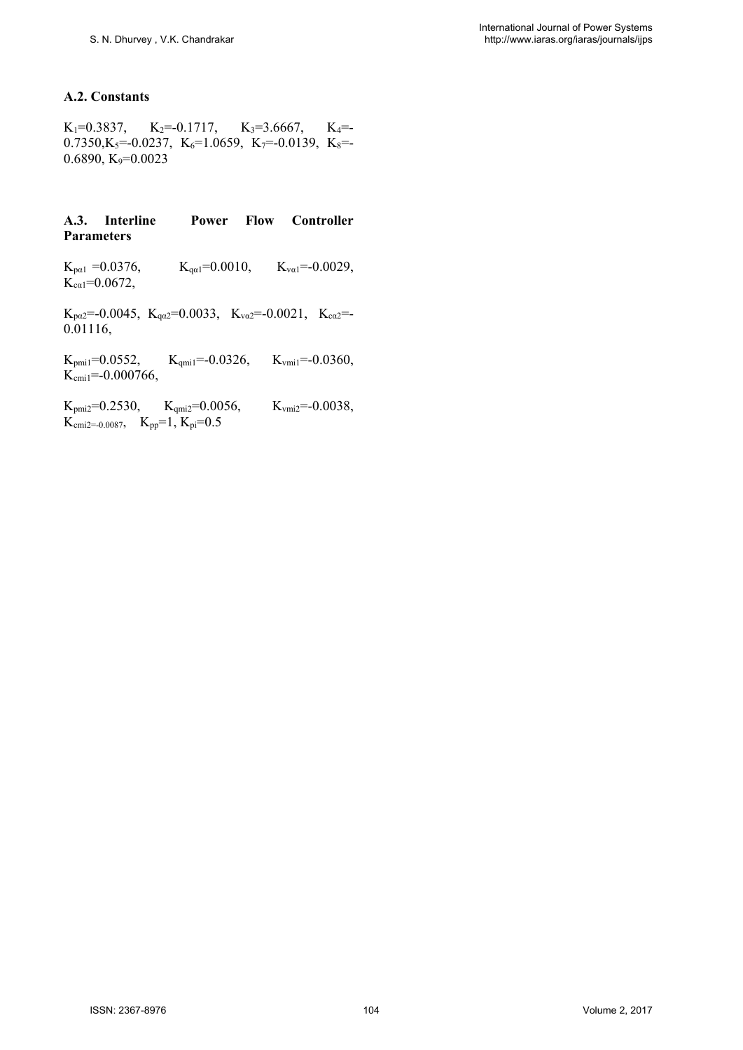### A.2. Constants

$K_1$=0.3837, $K_2$=-0.1717, $K_3$=3.6667, $K_4$=-0.7350, $K_5$=-0.0237, $K_6$=1.0659, $K_7$=-0.0139, $K_8$=-0.6890, $K_9$=0.0023

### A.3. Interline Power Flow Controller Parameters

$K_{p\alpha 1}$ =0.0376, $K_{q\alpha 1}$=0.0010, $K_{v\alpha 1}$=-0.0029, $K_{c\alpha 1}$=0.0672,

$K_{p\alpha 2}$=-0.0045, $K_{q\alpha 2}$=0.0033, $K_{v\alpha 2}$=-0.0021, $K_{c\alpha 2}$=-0.01116,

$K_{pmi1}$=0.0552, $K_{qmi1}$=-0.0326, $K_{vmi1}$=-0.0360, $K_{cmi1}$=-0.000766,

$K_{pmi2}$=0.2530, $K_{qmi2}$=0.0056, $K_{vmi2}$=-0.0038, $K_{cmi2}$=-0.0087, $K_{pp}$=1, $K_{pi}$=0.5